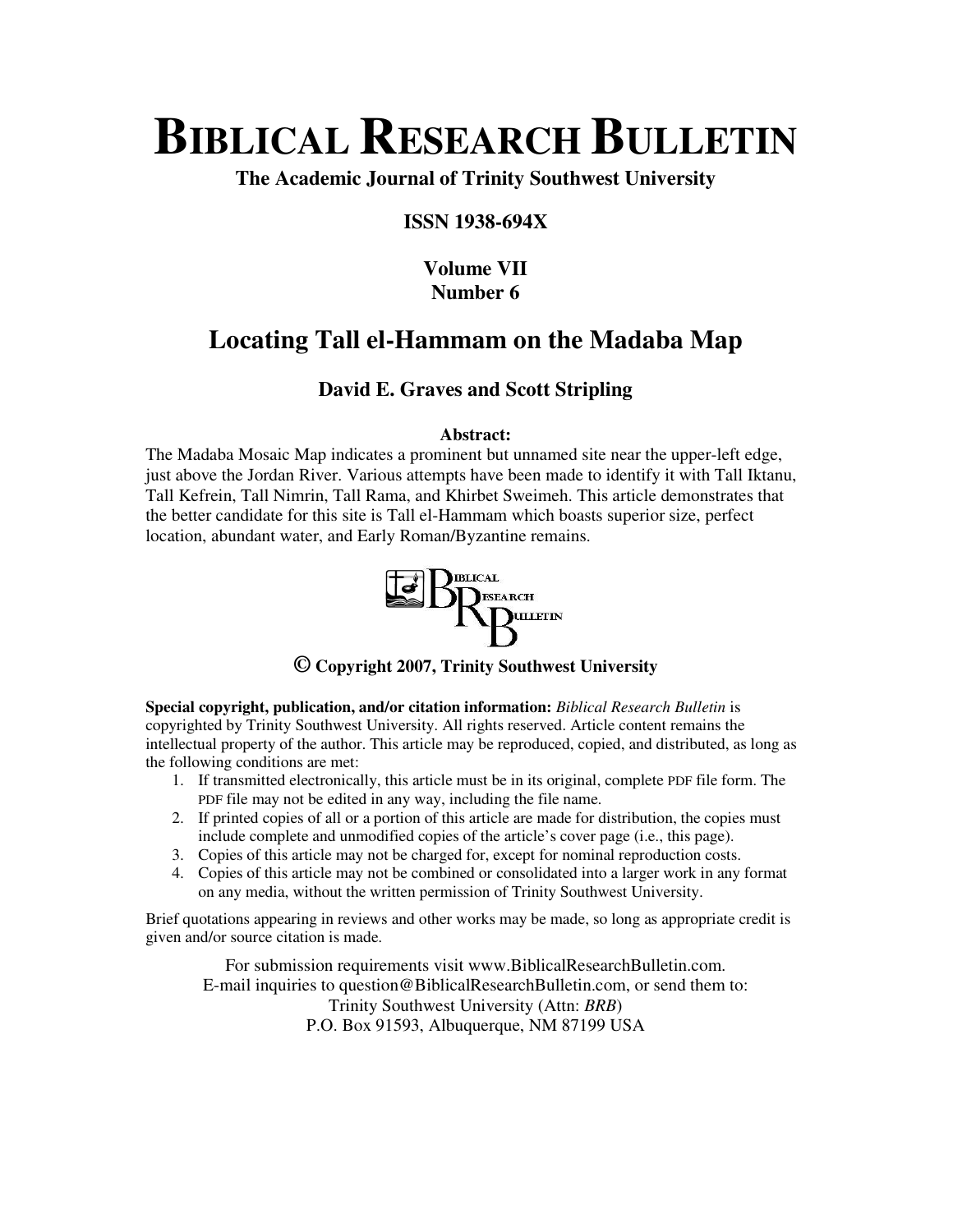# BIBLICAL RESEARCH BULLETIN

**The Academic Journal of Trinity Southwest University**

**ISSN 1938-694X**

**Volume VII**
**Number 6**

## Locating Tall el-Hammam on the Madaba Map

**David E. Graves and Scott Stripling**

**Abstract:**

The Madaba Mosaic Map indicates a prominent but unnamed site near the upper-left edge, just above the Jordan River. Various attempts have been made to identify it with Tall Iktanu, Tall Kefrein, Tall Nimrin, Tall Rama, and Khirbet Sweimeh. This article demonstrates that the better candidate for this site is Tall el-Hammam which boasts superior size, perfect location, abundant water, and Early Roman/Byzantine remains.

**© Copyright 2007, Trinity Southwest University**

**Special copyright, publication, and/or citation information:** *Biblical Research Bulletin* is copyrighted by Trinity Southwest University. All rights reserved. Article content remains the intellectual property of the author. This article may be reproduced, copied, and distributed, as long as the following conditions are met:

1. If transmitted electronically, this article must be in its original, complete PDF file form. The PDF file may not be edited in any way, including the file name.
2. If printed copies of all or a portion of this article are made for distribution, the copies must include complete and unmodified copies of the article's cover page (i.e., this page).
3. Copies of this article may not be charged for, except for nominal reproduction costs.
4. Copies of this article may not be combined or consolidated into a larger work in any format on any media, without the written permission of Trinity Southwest University.

Brief quotations appearing in reviews and other works may be made, so long as appropriate credit is given and/or source citation is made.

For submission requirements visit www.BiblicalResearchBulletin.com.
E-mail inquiries to question@BiblicalResearchBulletin.com, or send them to:
Trinity Southwest University (Attn: *BRB*)
P.O. Box 91593, Albuquerque, NM 87199 USA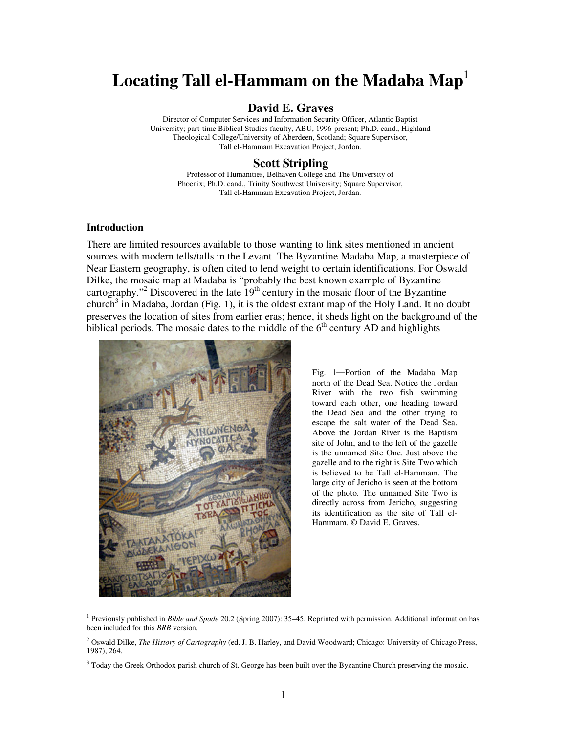# Locating Tall el-Hammam on the Madaba Map[1]

## David E. Graves

Director of Computer Services and Information Security Officer, Atlantic Baptist University; part-time Biblical Studies faculty, ABU, 1996-present; Ph.D. cand., Highland Theological College/University of Aberdeen, Scotland; Square Supervisor, Tall el-Hammam Excavation Project, Jordon.

## Scott Stripling

Professor of Humanities, Belhaven College and The University of Phoenix; Ph.D. cand., Trinity Southwest University; Square Supervisor, Tall el-Hammam Excavation Project, Jordan.

### Introduction

There are limited resources available to those wanting to link sites mentioned in ancient sources with modern tells/talls in the Levant. The Byzantine Madaba Map, a masterpiece of Near Eastern geography, is often cited to lend weight to certain identifications. For Oswald Dilke, the mosaic map at Madaba is "probably the best known example of Byzantine cartography."[2] Discovered in the late 19th century in the mosaic floor of the Byzantine church[3] in Madaba, Jordan (Fig. 1), it is the oldest extant map of the Holy Land. It no doubt preserves the location of sites from earlier eras; hence, it sheds light on the background of the biblical periods. The mosaic dates to the middle of the 6th century AD and highlights

Fig. 1—Portion of the Madaba Map north of the Dead Sea. Notice the Jordan River with the two fish swimming toward each other, one heading toward the Dead Sea and the other trying to escape the salt water of the Dead Sea. Above the Jordan River is the Baptism site of John, and to the left of the gazelle is the unnamed Site One. Just above the gazelle and to the right is Site Two which is believed to be Tall el-Hammam. The large city of Jericho is seen at the bottom of the photo. The unnamed Site Two is directly across from Jericho, suggesting its identification as the site of Tall el-Hammam. © David E. Graves.

---

[1] Previously published in *Bible and Spade* 20.2 (Spring 2007): 35–45. Reprinted with permission. Additional information has been included for this *BRB* version.

[2] Oswald Dilke, *The History of Cartography* (ed. J. B. Harley, and David Woodward; Chicago: University of Chicago Press, 1987), 264.

[3] Today the Greek Orthodox parish church of St. George has been built over the Byzantine Church preserving the mosaic.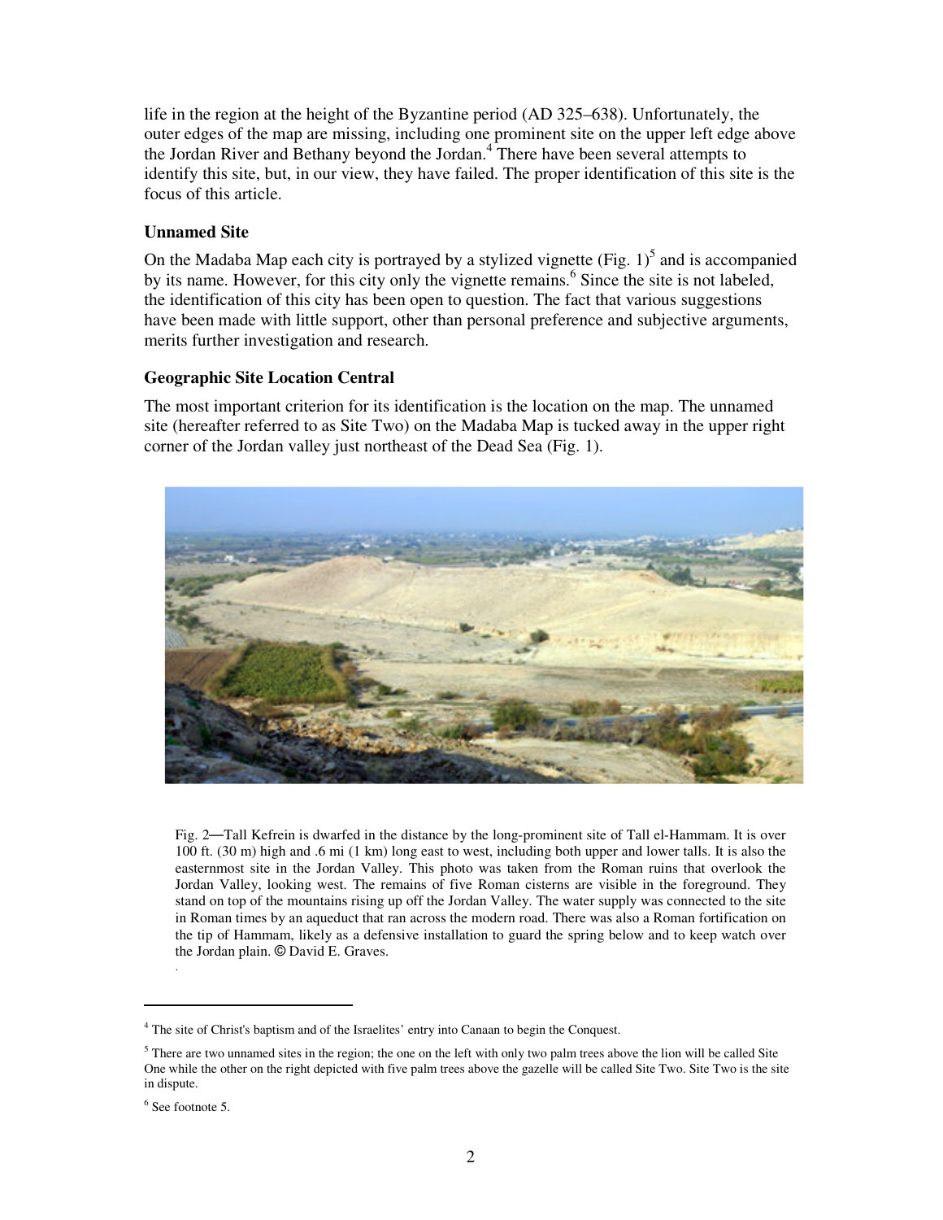life in the region at the height of the Byzantine period (AD 325–638). Unfortunately, the outer edges of the map are missing, including one prominent site on the upper left edge above the Jordan River and Bethany beyond the Jordan.[4] There have been several attempts to identify this site, but, in our view, they have failed. The proper identification of this site is the focus of this article.

### Unnamed Site

On the Madaba Map each city is portrayed by a stylized vignette (Fig. 1)[5] and is accompanied by its name. However, for this city only the vignette remains.[6] Since the site is not labeled, the identification of this city has been open to question. The fact that various suggestions have been made with little support, other than personal preference and subjective arguments, merits further investigation and research.

### Geographic Site Location Central

The most important criterion for its identification is the location on the map. The unnamed site (hereafter referred to as Site Two) on the Madaba Map is tucked away in the upper right corner of the Jordan valley just northeast of the Dead Sea (Fig. 1).

Fig. 2—Tall Kefrein is dwarfed in the distance by the long-prominent site of Tall el-Hammam. It is over 100 ft. (30 m) high and .6 mi (1 km) long east to west, including both upper and lower talls. It is also the easternmost site in the Jordan Valley. This photo was taken from the Roman ruins that overlook the Jordan Valley, looking west. The remains of five Roman cisterns are visible in the foreground. They stand on top of the mountains rising up off the Jordan Valley. The water supply was connected to the site in Roman times by an aqueduct that ran across the modern road. There was also a Roman fortification on the tip of Hammam, likely as a defensive installation to guard the spring below and to keep watch over the Jordan plain. © David E. Graves.

---

[4] The site of Christ's baptism and of the Israelites' entry into Canaan to begin the Conquest.

[5] There are two unnamed sites in the region; the one on the left with only two palm trees above the lion will be called Site One while the other on the right depicted with five palm trees above the gazelle will be called Site Two. Site Two is the site in dispute.

[6] See footnote 5.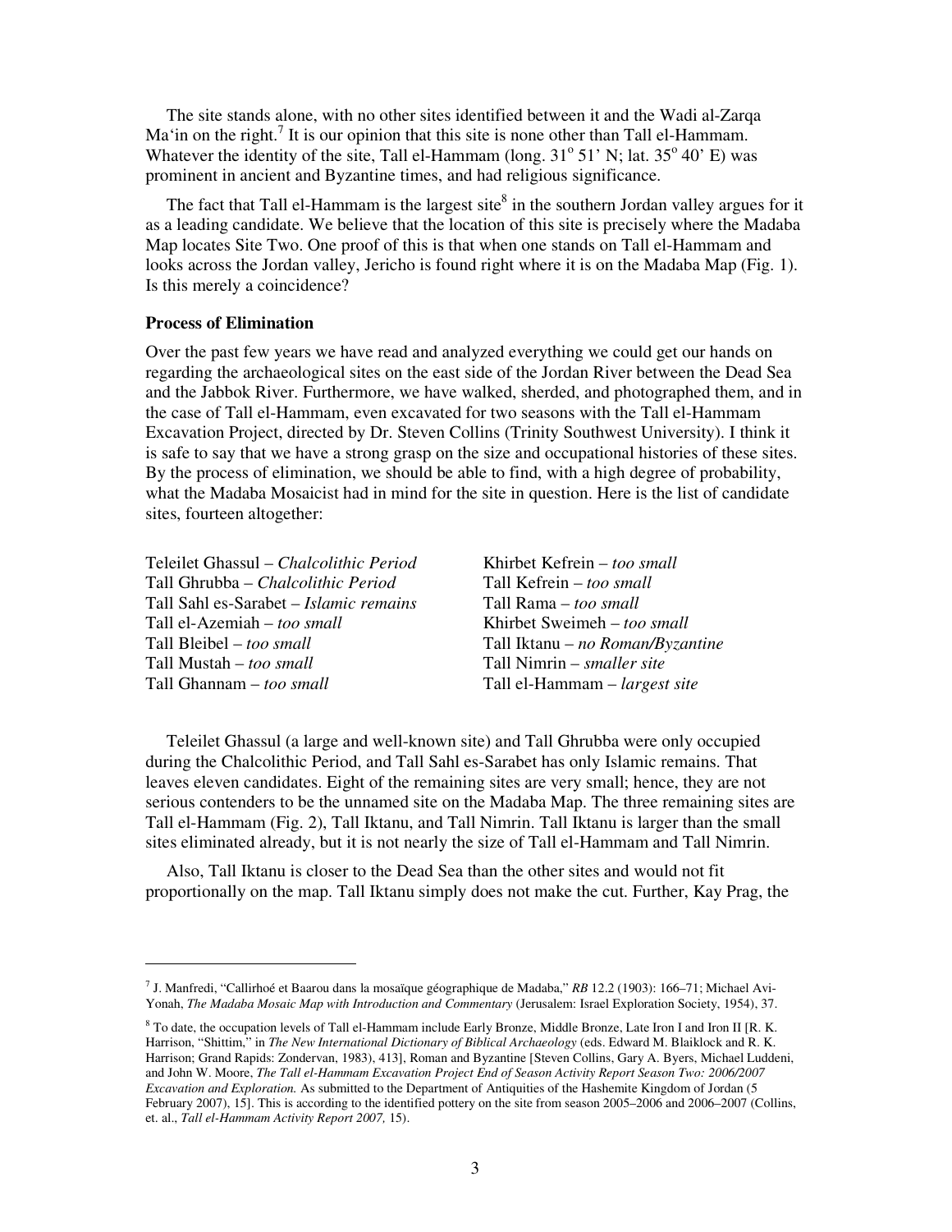The site stands alone, with no other sites identified between it and the Wadi al-Zarqa Ma'in on the right.[7] It is our opinion that this site is none other than Tall el-Hammam. Whatever the identity of the site, Tall el-Hammam (long. 31° 51' N; lat. 35° 40' E) was prominent in ancient and Byzantine times, and had religious significance.

The fact that Tall el-Hammam is the largest site[8] in the southern Jordan valley argues for it as a leading candidate. We believe that the location of this site is precisely where the Madaba Map locates Site Two. One proof of this is that when one stands on Tall el-Hammam and looks across the Jordan valley, Jericho is found right where it is on the Madaba Map (Fig. 1). Is this merely a coincidence?

**Process of Elimination**

Over the past few years we have read and analyzed everything we could get our hands on regarding the archaeological sites on the east side of the Jordan River between the Dead Sea and the Jabbok River. Furthermore, we have walked, sherded, and photographed them, and in the case of Tall el-Hammam, even excavated for two seasons with the Tall el-Hammam Excavation Project, directed by Dr. Steven Collins (Trinity Southwest University). I think it is safe to say that we have a strong grasp on the size and occupational histories of these sites. By the process of elimination, we should be able to find, with a high degree of probability, what the Madaba Mosaicist had in mind for the site in question. Here is the list of candidate sites, fourteen altogether:

- Teleilet Ghassul – *Chalcolithic Period*
- Tall Ghrubba – *Chalcolithic Period*
- Tall Sahl es-Sarabet – *Islamic remains*
- Tall el-Azemiah – *too small*
- Tall Bleibel – *too small*
- Tall Mustah – *too small*
- Tall Ghannam – *too small*
- Khirbet Kefrein – *too small*
- Tall Kefrein – *too small*
- Tall Rama – *too small*
- Khirbet Sweimeh – *too small*
- Tall Iktanu – *no Roman/Byzantine*
- Tall Nimrin – *smaller site*
- Tall el-Hammam – *largest site*

Teleilet Ghassul (a large and well-known site) and Tall Ghrubba were only occupied during the Chalcolithic Period, and Tall Sahl es-Sarabet has only Islamic remains. That leaves eleven candidates. Eight of the remaining sites are very small; hence, they are not serious contenders to be the unnamed site on the Madaba Map. The three remaining sites are Tall el-Hammam (Fig. 2), Tall Iktanu, and Tall Nimrin. Tall Iktanu is larger than the small sites eliminated already, but it is not nearly the size of Tall el-Hammam and Tall Nimrin.

Also, Tall Iktanu is closer to the Dead Sea than the other sites and would not fit proportionally on the map. Tall Iktanu simply does not make the cut. Further, Kay Prag, the

---

[7] J. Manfredi, "Callirhoé et Baarou dans la mosaïque géographique de Madaba," *RB* 12.2 (1903): 166–71; Michael Avi-Yonah, *The Madaba Mosaic Map with Introduction and Commentary* (Jerusalem: Israel Exploration Society, 1954), 37.

[8] To date, the occupation levels of Tall el-Hammam include Early Bronze, Middle Bronze, Late Iron I and Iron II [R. K. Harrison, "Shittim," in *The New International Dictionary of Biblical Archaeology* (eds. Edward M. Blaiklock and R. K. Harrison; Grand Rapids: Zondervan, 1983), 413], Roman and Byzantine [Steven Collins, Gary A. Byers, Michael Luddeni, and John W. Moore, *The Tall el-Hammam Excavation Project End of Season Activity Report Season Two: 2006/2007 Excavation and Exploration.* As submitted to the Department of Antiquities of the Hashemite Kingdom of Jordan (5 February 2007), 15]. This is according to the identified pottery on the site from season 2005–2006 and 2006–2007 (Collins, et. al., *Tall el-Hammam Activity Report 2007,* 15).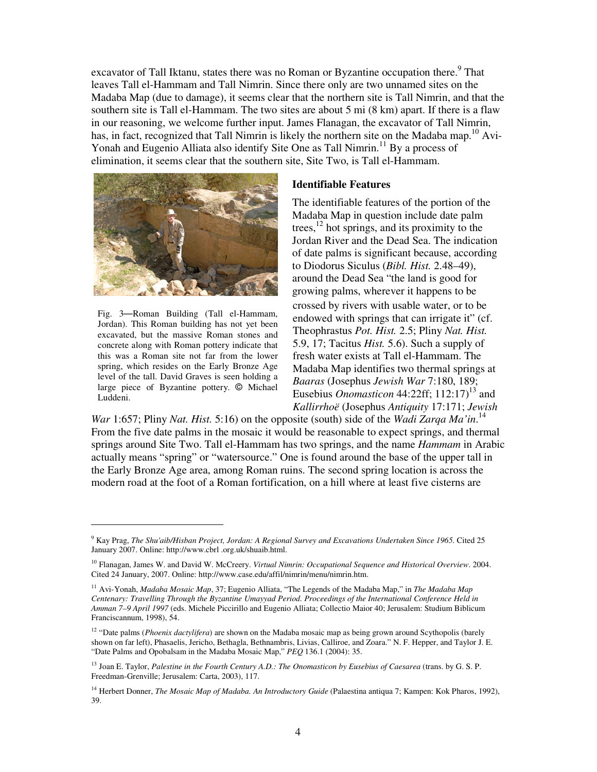excavator of Tall Iktanu, states there was no Roman or Byzantine occupation there.[9] That leaves Tall el-Hammam and Tall Nimrin. Since there only are two unnamed sites on the Madaba Map (due to damage), it seems clear that the northern site is Tall Nimrin, and that the southern site is Tall el-Hammam. The two sites are about 5 mi (8 km) apart. If there is a flaw in our reasoning, we welcome further input. James Flanagan, the excavator of Tall Nimrin, has, in fact, recognized that Tall Nimrin is likely the northern site on the Madaba map.[10] Avi-Yonah and Eugenio Alliata also identify Site One as Tall Nimrin.[11] By a process of elimination, it seems clear that the southern site, Site Two, is Tall el-Hammam.

Fig. 3—Roman Building (Tall el-Hammam, Jordan). This Roman building has not yet been excavated, but the massive Roman stones and concrete along with Roman pottery indicate that this was a Roman site not far from the lower spring, which resides on the Early Bronze Age level of the tall. David Graves is seen holding a large piece of Byzantine pottery. © Michael Luddeni.

### Identifiable Features

The identifiable features of the portion of the Madaba Map in question include date palm trees,[12] hot springs, and its proximity to the Jordan River and the Dead Sea. The indication of date palms is significant because, according to Diodorus Siculus (*Bibl. Hist.* 2.48–49), around the Dead Sea "the land is good for growing palms, wherever it happens to be crossed by rivers with usable water, or to be endowed with springs that can irrigate it" (cf. Theophrastus *Pot. Hist.* 2.5; Pliny *Nat. Hist.* 5.9, 17; Tacitus *Hist.* 5.6). Such a supply of fresh water exists at Tall el-Hammam. The Madaba Map identifies two thermal springs at *Baaras* (Josephus *Jewish War* 7:180, 189; Eusebius *Onomasticon* 44:22ff; 112:17)[13] and *Kallirrhoë* (Josephus *Antiquity* 17:171; *Jewish War* 1:657; Pliny *Nat. Hist.* 5:16) on the opposite (south) side of the *Wadi Zarqa Ma'in*.[14] From the five date palms in the mosaic it would be reasonable to expect springs, and thermal springs around Site Two. Tall el-Hammam has two springs, and the name *Hammam* in Arabic actually means "spring" or "watersource." One is found around the base of the upper tall in the Early Bronze Age area, among Roman ruins. The second spring location is across the modern road at the foot of a Roman fortification, on a hill where at least five cisterns are

---

[9] Kay Prag, *The Shu'aib/Hisban Project, Jordan: A Regional Survey and Excavations Undertaken Since 1965.* Cited 25 January 2007. Online: http://www.cbrl .org.uk/shuaib.html.

[10] Flanagan, James W. and David W. McCreery. *Virtual Nimrin: Occupational Sequence and Historical Overview*. 2004. Cited 24 January, 2007. Online: http://www.case.edu/affil/nimrin/menu/nimrin.htm.

[11] Avi-Yonah, *Madaba Mosaic Map*, 37; Eugenio Alliata, "The Legends of the Madaba Map," in *The Madaba Map Centenary: Travelling Through the Byzantine Umayyad Period. Proceedings of the International Conference Held in Amman 7–9 April 1997* (eds. Michele Piccirillo and Eugenio Alliata; Collectio Maior 40; Jerusalem: Studium Biblicum Franciscannum, 1998), 54.

[12] "Date palms (*Phoenix dactylifera*) are shown on the Madaba mosaic map as being grown around Scythopolis (barely shown on far left), Phasaelis, Jericho, Bethagla, Bethnambris, Livias, Calliroe, and Zoara." N. F. Hepper, and Taylor J. E. "Date Palms and Opobalsam in the Madaba Mosaic Map," *PEQ* 136.1 (2004): 35.

[13] Joan E. Taylor, *Palestine in the Fourth Century A.D.: The Onomasticon by Eusebius of Caesarea* (trans. by G. S. P. Freedman-Grenville; Jerusalem: Carta, 2003), 117.

[14] Herbert Donner, *The Mosaic Map of Madaba. An Introductory Guide* (Palaestina antiqua 7; Kampen: Kok Pharos, 1992), 39.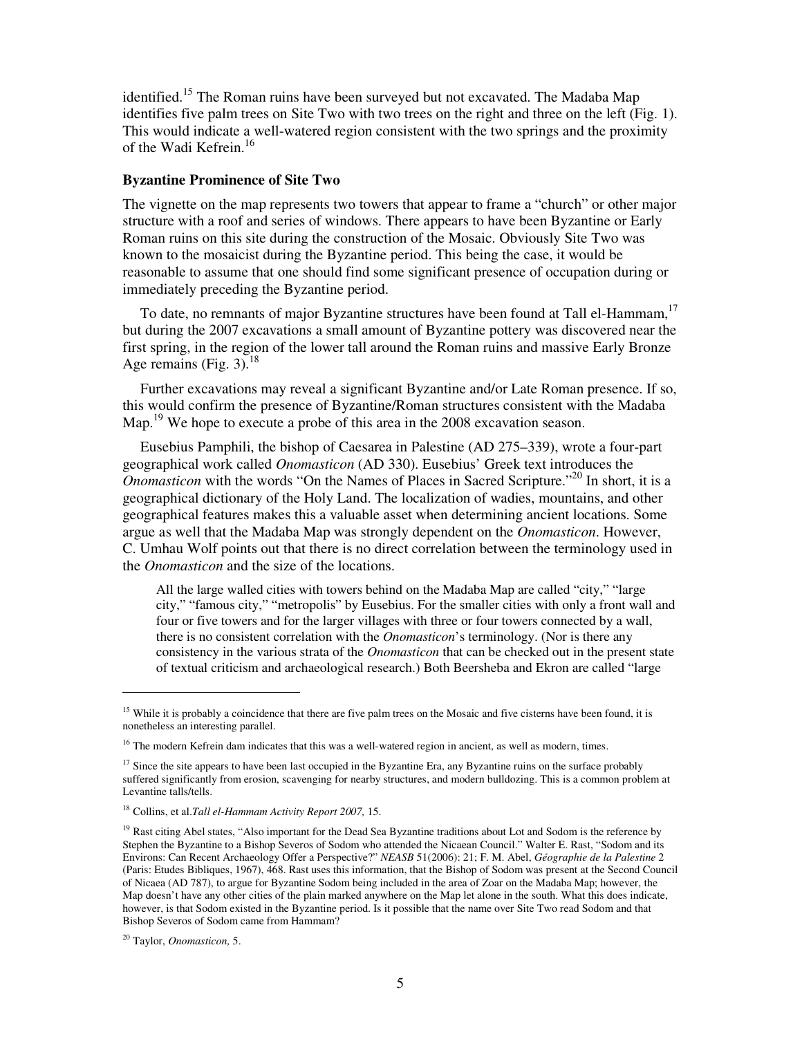identified.[15] The Roman ruins have been surveyed but not excavated. The Madaba Map identifies five palm trees on Site Two with two trees on the right and three on the left (Fig. 1). This would indicate a well-watered region consistent with the two springs and the proximity of the Wadi Kefrein.[16]

**Byzantine Prominence of Site Two**

The vignette on the map represents two towers that appear to frame a "church" or other major structure with a roof and series of windows. There appears to have been Byzantine or Early Roman ruins on this site during the construction of the Mosaic. Obviously Site Two was known to the mosaicist during the Byzantine period. This being the case, it would be reasonable to assume that one should find some significant presence of occupation during or immediately preceding the Byzantine period.

To date, no remnants of major Byzantine structures have been found at Tall el-Hammam,[17] but during the 2007 excavations a small amount of Byzantine pottery was discovered near the first spring, in the region of the lower tall around the Roman ruins and massive Early Bronze Age remains (Fig. 3).[18]

Further excavations may reveal a significant Byzantine and/or Late Roman presence. If so, this would confirm the presence of Byzantine/Roman structures consistent with the Madaba Map.[19] We hope to execute a probe of this area in the 2008 excavation season.

Eusebius Pamphili, the bishop of Caesarea in Palestine (AD 275–339), wrote a four-part geographical work called *Onomasticon* (AD 330). Eusebius' Greek text introduces the *Onomasticon* with the words "On the Names of Places in Sacred Scripture."[20] In short, it is a geographical dictionary of the Holy Land. The localization of wadies, mountains, and other geographical features makes this a valuable asset when determining ancient locations. Some argue as well that the Madaba Map was strongly dependent on the *Onomasticon*. However, C. Umhau Wolf points out that there is no direct correlation between the terminology used in the *Onomasticon* and the size of the locations.

> All the large walled cities with towers behind on the Madaba Map are called "city," "large city," "famous city," "metropolis" by Eusebius. For the smaller cities with only a front wall and four or five towers and for the larger villages with three or four towers connected by a wall, there is no consistent correlation with the *Onomasticon*'s terminology. (Nor is there any consistency in the various strata of the *Onomasticon* that can be checked out in the present state of textual criticism and archaeological research.) Both Beersheba and Ekron are called "large

---

[15] While it is probably a coincidence that there are five palm trees on the Mosaic and five cisterns have been found, it is nonetheless an interesting parallel.

[16] The modern Kefrein dam indicates that this was a well-watered region in ancient, as well as modern, times.

[17] Since the site appears to have been last occupied in the Byzantine Era, any Byzantine ruins on the surface probably suffered significantly from erosion, scavenging for nearby structures, and modern bulldozing. This is a common problem at Levantine talls/tells.

[18] Collins, et al.*Tall el-Hammam Activity Report 2007,* 15.

[19] Rast citing Abel states, "Also important for the Dead Sea Byzantine traditions about Lot and Sodom is the reference by Stephen the Byzantine to a Bishop Severos of Sodom who attended the Nicaean Council." Walter E. Rast, "Sodom and its Environs: Can Recent Archaeology Offer a Perspective?" *NEASB* 51(2006): 21; F. M. Abel, *Géographie de la Palestine* 2 (Paris: Etudes Bibliques, 1967), 468. Rast uses this information, that the Bishop of Sodom was present at the Second Council of Nicaea (AD 787), to argue for Byzantine Sodom being included in the area of Zoar on the Madaba Map; however, the Map doesn't have any other cities of the plain marked anywhere on the Map let alone in the south. What this does indicate, however, is that Sodom existed in the Byzantine period. Is it possible that the name over Site Two read Sodom and that Bishop Severos of Sodom came from Hammam?

[20] Taylor, *Onomasticon,* 5.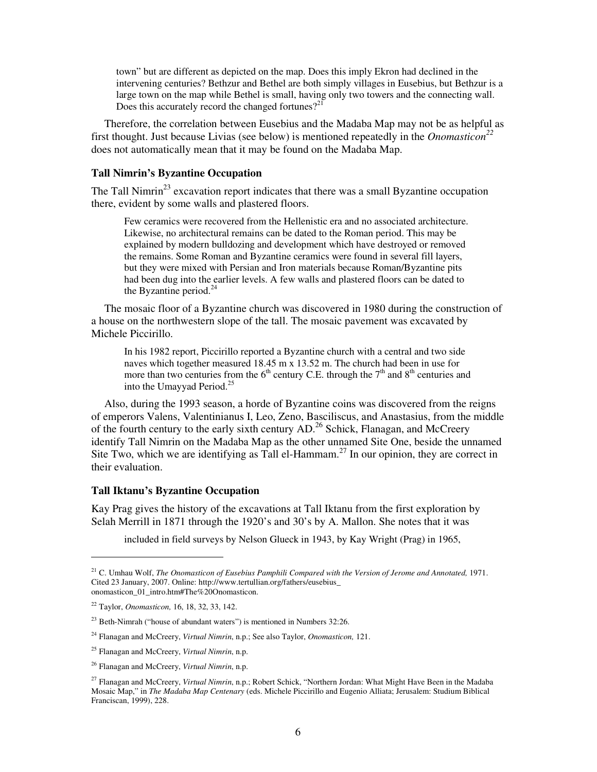> town" but are different as depicted on the map. Does this imply Ekron had declined in the intervening centuries? Bethzur and Bethel are both simply villages in Eusebius, but Bethzur is a large town on the map while Bethel is small, having only two towers and the connecting wall. Does this accurately record the changed fortunes?[21]

Therefore, the correlation between Eusebius and the Madaba Map may not be as helpful as first thought. Just because Livias (see below) is mentioned repeatedly in the *Onomasticon*[22] does not automatically mean that it may be found on the Madaba Map.

### Tall Nimrin's Byzantine Occupation

The Tall Nimrin[23] excavation report indicates that there was a small Byzantine occupation there, evident by some walls and plastered floors.

> Few ceramics were recovered from the Hellenistic era and no associated architecture. Likewise, no architectural remains can be dated to the Roman period. This may be explained by modern bulldozing and development which have destroyed or removed the remains. Some Roman and Byzantine ceramics were found in several fill layers, but they were mixed with Persian and Iron materials because Roman/Byzantine pits had been dug into the earlier levels. A few walls and plastered floors can be dated to the Byzantine period.[24]

The mosaic floor of a Byzantine church was discovered in 1980 during the construction of a house on the northwestern slope of the tall. The mosaic pavement was excavated by Michele Piccirillo.

> In his 1982 report, Piccirillo reported a Byzantine church with a central and two side naves which together measured 18.45 m x 13.52 m. The church had been in use for more than two centuries from the 6th century C.E. through the 7th and 8th centuries and into the Umayyad Period.[25]

Also, during the 1993 season, a horde of Byzantine coins was discovered from the reigns of emperors Valens, Valentinianus I, Leo, Zeno, Basciliscus, and Anastasius, from the middle of the fourth century to the early sixth century AD.[26] Schick, Flanagan, and McCreery identify Tall Nimrin on the Madaba Map as the other unnamed Site One, beside the unnamed Site Two, which we are identifying as Tall el-Hammam.[27] In our opinion, they are correct in their evaluation.

### Tall Iktanu's Byzantine Occupation

Kay Prag gives the history of the excavations at Tall Iktanu from the first exploration by Selah Merrill in 1871 through the 1920's and 30's by A. Mallon. She notes that it was

> included in field surveys by Nelson Glueck in 1943, by Kay Wright (Prag) in 1965,

---

[21] C. Umhau Wolf, *The Onomasticon of Eusebius Pamphili Compared with the Version of Jerome and Annotated,* 1971. Cited 23 January, 2007. Online: http://www.tertullian.org/fathers/eusebius_onomasticon_01_intro.htm#The%20Onomasticon.

[22] Taylor, *Onomasticon,* 16, 18, 32, 33, 142.

[23] Beth-Nimrah ("house of abundant waters") is mentioned in Numbers 32:26.

[24] Flanagan and McCreery, *Virtual Nimrin*, n.p.; See also Taylor, *Onomasticon,* 121.

[25] Flanagan and McCreery, *Virtual Nimrin*, n.p.

[26] Flanagan and McCreery, *Virtual Nimrin*, n.p.

[27] Flanagan and McCreery, *Virtual Nimrin*, n.p.; Robert Schick, "Northern Jordan: What Might Have Been in the Madaba Mosaic Map," in *The Madaba Map Centenary* (eds. Michele Piccirillo and Eugenio Alliata; Jerusalem: Studium Biblical Franciscan, 1999), 228.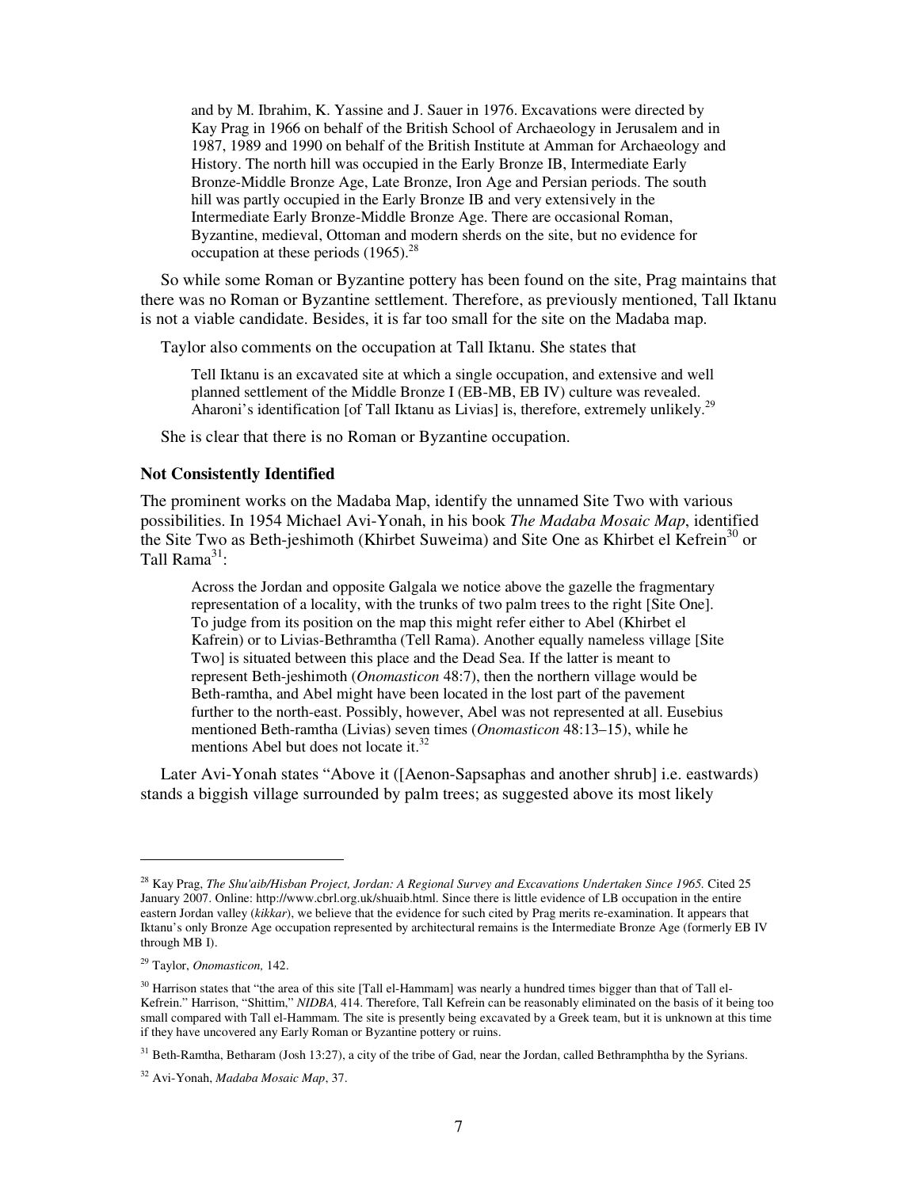> and by M. Ibrahim, K. Yassine and J. Sauer in 1976. Excavations were directed by Kay Prag in 1966 on behalf of the British School of Archaeology in Jerusalem and in 1987, 1989 and 1990 on behalf of the British Institute at Amman for Archaeology and History. The north hill was occupied in the Early Bronze IB, Intermediate Early Bronze-Middle Bronze Age, Late Bronze, Iron Age and Persian periods. The south hill was partly occupied in the Early Bronze IB and very extensively in the Intermediate Early Bronze-Middle Bronze Age. There are occasional Roman, Byzantine, medieval, Ottoman and modern sherds on the site, but no evidence for occupation at these periods (1965).[28]

So while some Roman or Byzantine pottery has been found on the site, Prag maintains that there was no Roman or Byzantine settlement. Therefore, as previously mentioned, Tall Iktanu is not a viable candidate. Besides, it is far too small for the site on the Madaba map.

Taylor also comments on the occupation at Tall Iktanu. She states that

> Tell Iktanu is an excavated site at which a single occupation, and extensive and well planned settlement of the Middle Bronze I (EB-MB, EB IV) culture was revealed. Aharoni's identification [of Tall Iktanu as Livias] is, therefore, extremely unlikely.[29]

She is clear that there is no Roman or Byzantine occupation.

### Not Consistently Identified

The prominent works on the Madaba Map, identify the unnamed Site Two with various possibilities. In 1954 Michael Avi-Yonah, in his book *The Madaba Mosaic Map*, identified the Site Two as Beth-jeshimoth (Khirbet Suweima) and Site One as Khirbet el Kefrein[30] or Tall Rama[31]:

> Across the Jordan and opposite Galgala we notice above the gazelle the fragmentary representation of a locality, with the trunks of two palm trees to the right [Site One]. To judge from its position on the map this might refer either to Abel (Khirbet el Kafrein) or to Livias-Bethramtha (Tell Rama). Another equally nameless village [Site Two] is situated between this place and the Dead Sea. If the latter is meant to represent Beth-jeshimoth (*Onomasticon* 48:7), then the northern village would be Beth-ramtha, and Abel might have been located in the lost part of the pavement further to the north-east. Possibly, however, Abel was not represented at all. Eusebius mentioned Beth-ramtha (Livias) seven times (*Onomasticon* 48:13–15), while he mentions Abel but does not locate it.[32]

Later Avi-Yonah states "Above it ([Aenon-Sapsaphas and another shrub] i.e. eastwards) stands a biggish village surrounded by palm trees; as suggested above its most likely

---

[28] Kay Prag, *The Shu'aib/Hisban Project, Jordan: A Regional Survey and Excavations Undertaken Since 1965.* Cited 25 January 2007. Online: http://www.cbrl.org.uk/shuaib.html. Since there is little evidence of LB occupation in the entire eastern Jordan valley (*kikkar*), we believe that the evidence for such cited by Prag merits re-examination. It appears that Iktanu's only Bronze Age occupation represented by architectural remains is the Intermediate Bronze Age (formerly EB IV through MB I).

[29] Taylor, *Onomasticon,* 142.

[30] Harrison states that "the area of this site [Tall el-Hammam] was nearly a hundred times bigger than that of Tall el-Kefrein." Harrison, "Shittim," *NIDBA,* 414. Therefore, Tall Kefrein can be reasonably eliminated on the basis of it being too small compared with Tall el-Hammam. The site is presently being excavated by a Greek team, but it is unknown at this time if they have uncovered any Early Roman or Byzantine pottery or ruins.

[31] Beth-Ramtha, Betharam (Josh 13:27), a city of the tribe of Gad, near the Jordan, called Bethramphtha by the Syrians.

[32] Avi-Yonah, *Madaba Mosaic Map*, 37.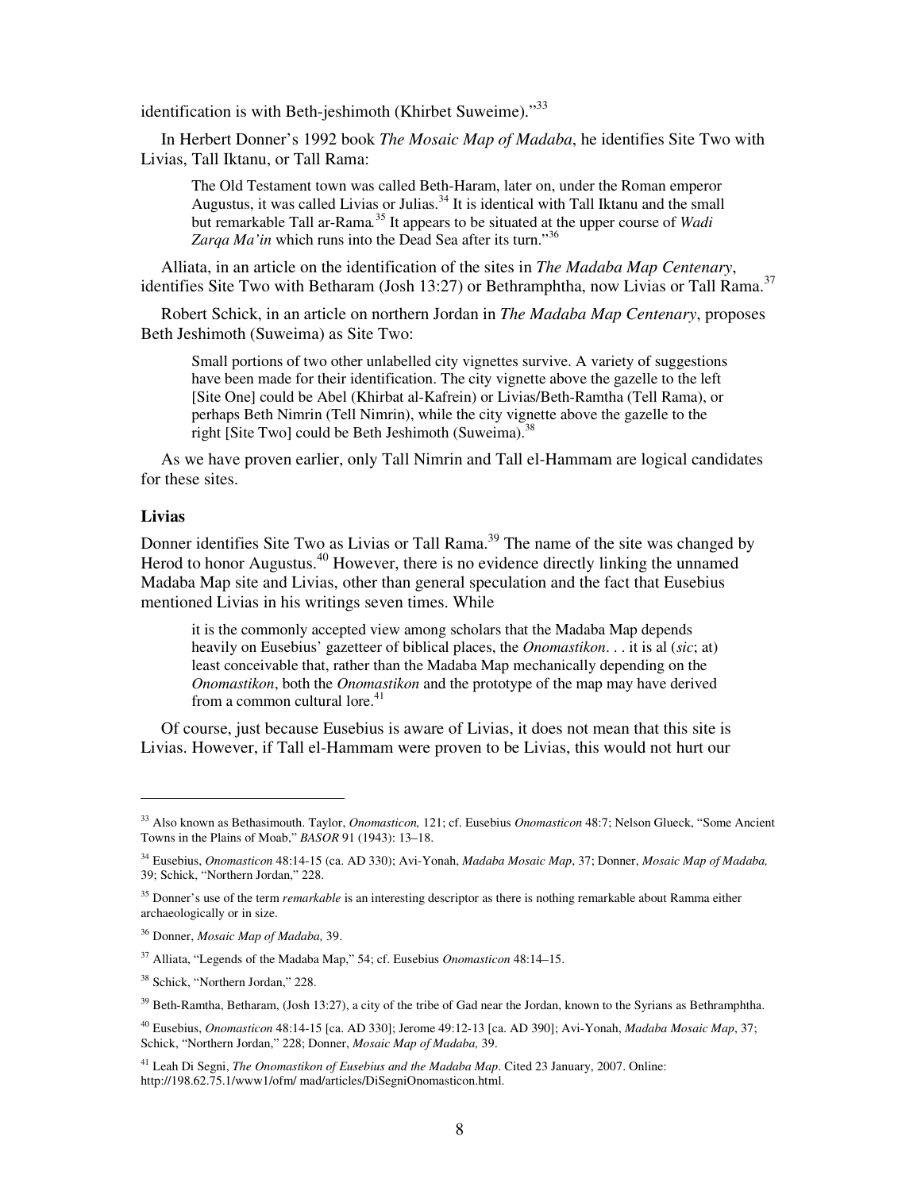identification is with Beth-jeshimoth (Khirbet Suweime)."[33]

In Herbert Donner's 1992 book *The Mosaic Map of Madaba*, he identifies Site Two with Livias, Tall Iktanu, or Tall Rama:

> The Old Testament town was called Beth-Haram, later on, under the Roman emperor Augustus, it was called Livias or Julias.[34] It is identical with Tall Iktanu and the small but remarkable Tall ar-Rama.[35] It appears to be situated at the upper course of *Wadi Zarqa Ma'in* which runs into the Dead Sea after its turn."[36]

Alliata, in an article on the identification of the sites in *The Madaba Map Centenary*, identifies Site Two with Betharam (Josh 13:27) or Bethramphtha, now Livias or Tall Rama.[37]

Robert Schick, in an article on northern Jordan in *The Madaba Map Centenary*, proposes Beth Jeshimoth (Suweima) as Site Two:

> Small portions of two other unlabelled city vignettes survive. A variety of suggestions have been made for their identification. The city vignette above the gazelle to the left [Site One] could be Abel (Khirbat al-Kafrein) or Livias/Beth-Ramtha (Tell Rama), or perhaps Beth Nimrin (Tell Nimrin), while the city vignette above the gazelle to the right [Site Two] could be Beth Jeshimoth (Suweima).[38]

As we have proven earlier, only Tall Nimrin and Tall el-Hammam are logical candidates for these sites.

### Livias

Donner identifies Site Two as Livias or Tall Rama.[39] The name of the site was changed by Herod to honor Augustus.[40] However, there is no evidence directly linking the unnamed Madaba Map site and Livias, other than general speculation and the fact that Eusebius mentioned Livias in his writings seven times. While

> it is the commonly accepted view among scholars that the Madaba Map depends heavily on Eusebius' gazetteer of biblical places, the *Onomastikon*. . . it is al (*sic*; at) least conceivable that, rather than the Madaba Map mechanically depending on the *Onomastikon*, both the *Onomastikon* and the prototype of the map may have derived from a common cultural lore.[41]

Of course, just because Eusebius is aware of Livias, it does not mean that this site is Livias. However, if Tall el-Hammam were proven to be Livias, this would not hurt our

---

[33] Also known as Bethasimouth. Taylor, *Onomasticon,* 121; cf. Eusebius *Onomasticon* 48:7; Nelson Glueck, "Some Ancient Towns in the Plains of Moab," *BASOR* 91 (1943): 13–18.

[34] Eusebius, *Onomasticon* 48:14-15 (ca. AD 330); Avi-Yonah, *Madaba Mosaic Map*, 37; Donner, *Mosaic Map of Madaba,* 39; Schick, "Northern Jordan," 228.

[35] Donner's use of the term *remarkable* is an interesting descriptor as there is nothing remarkable about Ramma either archaeologically or in size.

[36] Donner, *Mosaic Map of Madaba,* 39.

[37] Alliata, "Legends of the Madaba Map," 54; cf. Eusebius *Onomasticon* 48:14–15.

[38] Schick, "Northern Jordan," 228.

[39] Beth-Ramtha, Betharam, (Josh 13:27), a city of the tribe of Gad near the Jordan, known to the Syrians as Bethramphtha.

[40] Eusebius, *Onomasticon* 48:14-15 [ca. AD 330]; Jerome 49:12-13 [ca. AD 390]; Avi-Yonah, *Madaba Mosaic Map*, 37; Schick, "Northern Jordan," 228; Donner, *Mosaic Map of Madaba,* 39.

[41] Leah Di Segni, *The Onomastikon of Eusebius and the Madaba Map*. Cited 23 January, 2007. Online: http://198.62.75.1/www1/ofm/ mad/articles/DiSegniOnomasticon.html.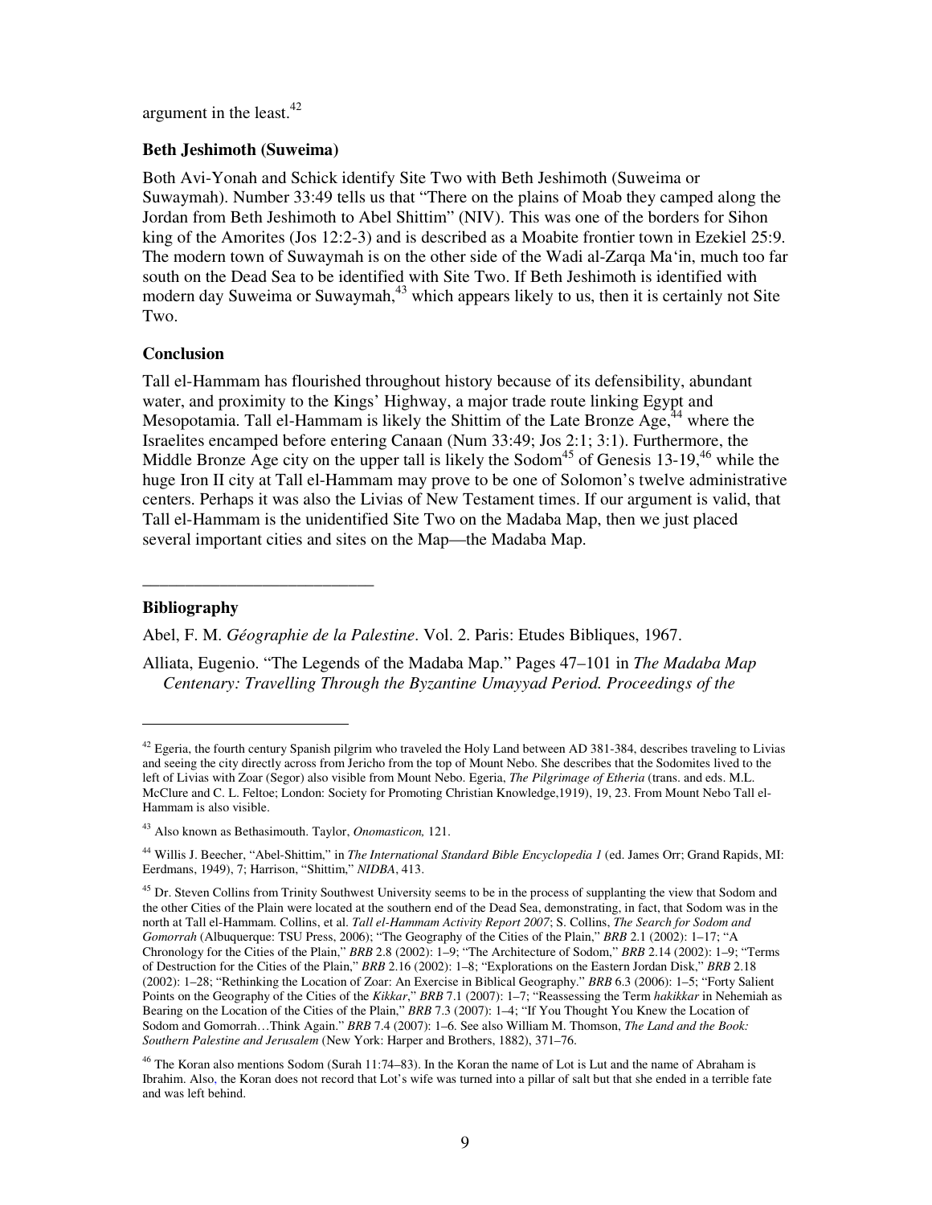argument in the least.[42]

**Beth Jeshimoth (Suweima)**

Both Avi-Yonah and Schick identify Site Two with Beth Jeshimoth (Suweima or Suwaymah). Number 33:49 tells us that "There on the plains of Moab they camped along the Jordan from Beth Jeshimoth to Abel Shittim" (NIV). This was one of the borders for Sihon king of the Amorites (Jos 12:2-3) and is described as a Moabite frontier town in Ezekiel 25:9. The modern town of Suwaymah is on the other side of the Wadi al-Zarqa Ma'in, much too far south on the Dead Sea to be identified with Site Two. If Beth Jeshimoth is identified with modern day Suweima or Suwaymah,[43] which appears likely to us, then it is certainly not Site Two.

**Conclusion**

Tall el-Hammam has flourished throughout history because of its defensibility, abundant water, and proximity to the Kings' Highway, a major trade route linking Egypt and Mesopotamia. Tall el-Hammam is likely the Shittim of the Late Bronze Age,[44] where the Israelites encamped before entering Canaan (Num 33:49; Jos 2:1; 3:1). Furthermore, the Middle Bronze Age city on the upper tall is likely the Sodom[45] of Genesis 13-19,[46] while the huge Iron II city at Tall el-Hammam may prove to be one of Solomon's twelve administrative centers. Perhaps it was also the Livias of New Testament times. If our argument is valid, that Tall el-Hammam is the unidentified Site Two on the Madaba Map, then we just placed several important cities and sites on the Map—the Madaba Map.

---

**Bibliography**

Abel, F. M. *Géographie de la Palestine*. Vol. 2. Paris: Etudes Bibliques, 1967.

Alliata, Eugenio. "The Legends of the Madaba Map." Pages 47–101 in *The Madaba Map Centenary: Travelling Through the Byzantine Umayyad Period. Proceedings of the*

---

[42] Egeria, the fourth century Spanish pilgrim who traveled the Holy Land between AD 381-384, describes traveling to Livias and seeing the city directly across from Jericho from the top of Mount Nebo. She describes that the Sodomites lived to the left of Livias with Zoar (Segor) also visible from Mount Nebo. Egeria, *The Pilgrimage of Etheria* (trans. and eds. M.L. McClure and C. L. Feltoe; London: Society for Promoting Christian Knowledge,1919), 19, 23. From Mount Nebo Tall el-Hammam is also visible.

[43] Also known as Bethasimouth. Taylor, *Onomasticon,* 121.

[44] Willis J. Beecher, "Abel-Shittim," in *The International Standard Bible Encyclopedia 1* (ed. James Orr; Grand Rapids, MI: Eerdmans, 1949), 7; Harrison, "Shittim," *NIDBA*, 413.

[45] Dr. Steven Collins from Trinity Southwest University seems to be in the process of supplanting the view that Sodom and the other Cities of the Plain were located at the southern end of the Dead Sea, demonstrating, in fact, that Sodom was in the north at Tall el-Hammam. Collins, et al. *Tall el-Hammam Activity Report 2007*; S. Collins, *The Search for Sodom and Gomorrah* (Albuquerque: TSU Press, 2006); "The Geography of the Cities of the Plain," *BRB* 2.1 (2002): 1–17; "A Chronology for the Cities of the Plain," *BRB* 2.8 (2002): 1–9; "The Architecture of Sodom," *BRB* 2.14 (2002): 1–9; "Terms of Destruction for the Cities of the Plain," *BRB* 2.16 (2002): 1–8; "Explorations on the Eastern Jordan Disk," *BRB* 2.18 (2002): 1–28; "Rethinking the Location of Zoar: An Exercise in Biblical Geography." *BRB* 6.3 (2006): 1–5; "Forty Salient Points on the Geography of the Cities of the *Kikkar*," *BRB* 7.1 (2007): 1–7; "Reassessing the Term *hakikkar* in Nehemiah as Bearing on the Location of the Cities of the Plain," *BRB* 7.3 (2007): 1–4; "If You Thought You Knew the Location of Sodom and Gomorrah…Think Again." *BRB* 7.4 (2007): 1–6. See also William M. Thomson, *The Land and the Book: Southern Palestine and Jerusalem* (New York: Harper and Brothers, 1882), 371–76.

[46] The Koran also mentions Sodom (Surah 11:74–83). In the Koran the name of Lot is Lut and the name of Abraham is Ibrahim. Also, the Koran does not record that Lot's wife was turned into a pillar of salt but that she ended in a terrible fate and was left behind.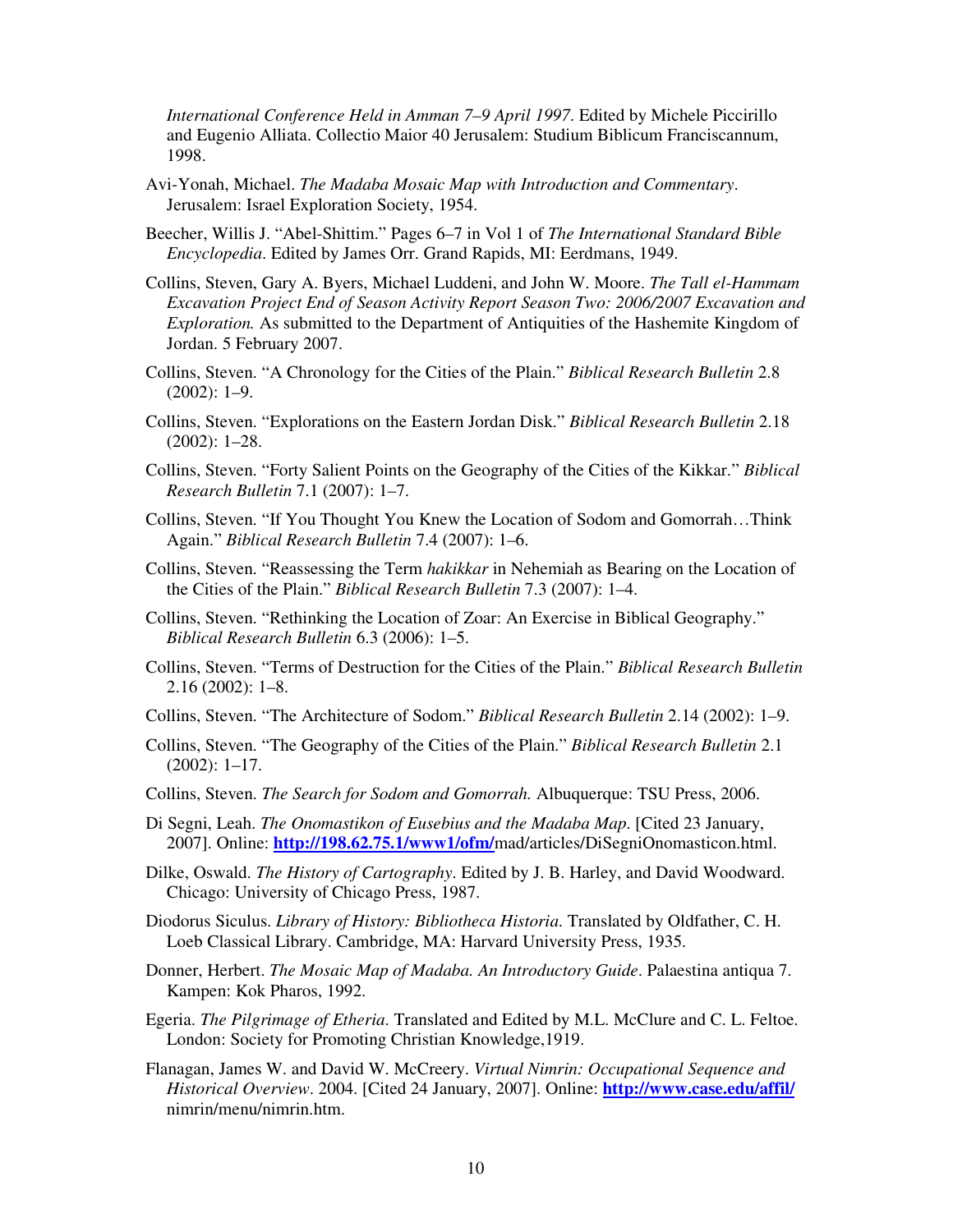*International Conference Held in Amman 7–9 April 1997*. Edited by Michele Piccirillo and Eugenio Alliata. Collectio Maior 40 Jerusalem: Studium Biblicum Franciscannum, 1998.

Avi-Yonah, Michael. *The Madaba Mosaic Map with Introduction and Commentary*. Jerusalem: Israel Exploration Society, 1954.

Beecher, Willis J. "Abel-Shittim." Pages 6–7 in Vol 1 of *The International Standard Bible Encyclopedia*. Edited by James Orr. Grand Rapids, MI: Eerdmans, 1949.

Collins, Steven, Gary A. Byers, Michael Luddeni, and John W. Moore. *The Tall el-Hammam Excavation Project End of Season Activity Report Season Two: 2006/2007 Excavation and Exploration.* As submitted to the Department of Antiquities of the Hashemite Kingdom of Jordan. 5 February 2007.

Collins, Steven. "A Chronology for the Cities of the Plain." *Biblical Research Bulletin* 2.8 (2002): 1–9.

Collins, Steven. "Explorations on the Eastern Jordan Disk." *Biblical Research Bulletin* 2.18 (2002): 1–28.

Collins, Steven. "Forty Salient Points on the Geography of the Cities of the Kikkar." *Biblical Research Bulletin* 7.1 (2007): 1–7.

Collins, Steven. "If You Thought You Knew the Location of Sodom and Gomorrah…Think Again." *Biblical Research Bulletin* 7.4 (2007): 1–6.

Collins, Steven. "Reassessing the Term *hakikkar* in Nehemiah as Bearing on the Location of the Cities of the Plain." *Biblical Research Bulletin* 7.3 (2007): 1–4.

Collins, Steven. "Rethinking the Location of Zoar: An Exercise in Biblical Geography." *Biblical Research Bulletin* 6.3 (2006): 1–5.

Collins, Steven. "Terms of Destruction for the Cities of the Plain." *Biblical Research Bulletin* 2.16 (2002): 1–8.

Collins, Steven. "The Architecture of Sodom." *Biblical Research Bulletin* 2.14 (2002): 1–9.

Collins, Steven. "The Geography of the Cities of the Plain." *Biblical Research Bulletin* 2.1 (2002): 1–17.

Collins, Steven. *The Search for Sodom and Gomorrah.* Albuquerque: TSU Press, 2006.

Di Segni, Leah. *The Onomastikon of Eusebius and the Madaba Map*. [Cited 23 January, 2007]. Online: **http://198.62.75.1/www1/ofm/**mad/articles/DiSegniOnomasticon.html.

Dilke, Oswald. *The History of Cartography*. Edited by J. B. Harley, and David Woodward. Chicago: University of Chicago Press, 1987.

Diodorus Siculus. *Library of History: Bibliotheca Historia*. Translated by Oldfather, C. H. Loeb Classical Library. Cambridge, MA: Harvard University Press, 1935.

Donner, Herbert. *The Mosaic Map of Madaba. An Introductory Guide*. Palaestina antiqua 7. Kampen: Kok Pharos, 1992.

Egeria. *The Pilgrimage of Etheria*. Translated and Edited by M.L. McClure and C. L. Feltoe. London: Society for Promoting Christian Knowledge,1919.

Flanagan, James W. and David W. McCreery. *Virtual Nimrin: Occupational Sequence and Historical Overview*. 2004. [Cited 24 January, 2007]. Online: **http://www.case.edu/affil/** nimrin/menu/nimrin.htm.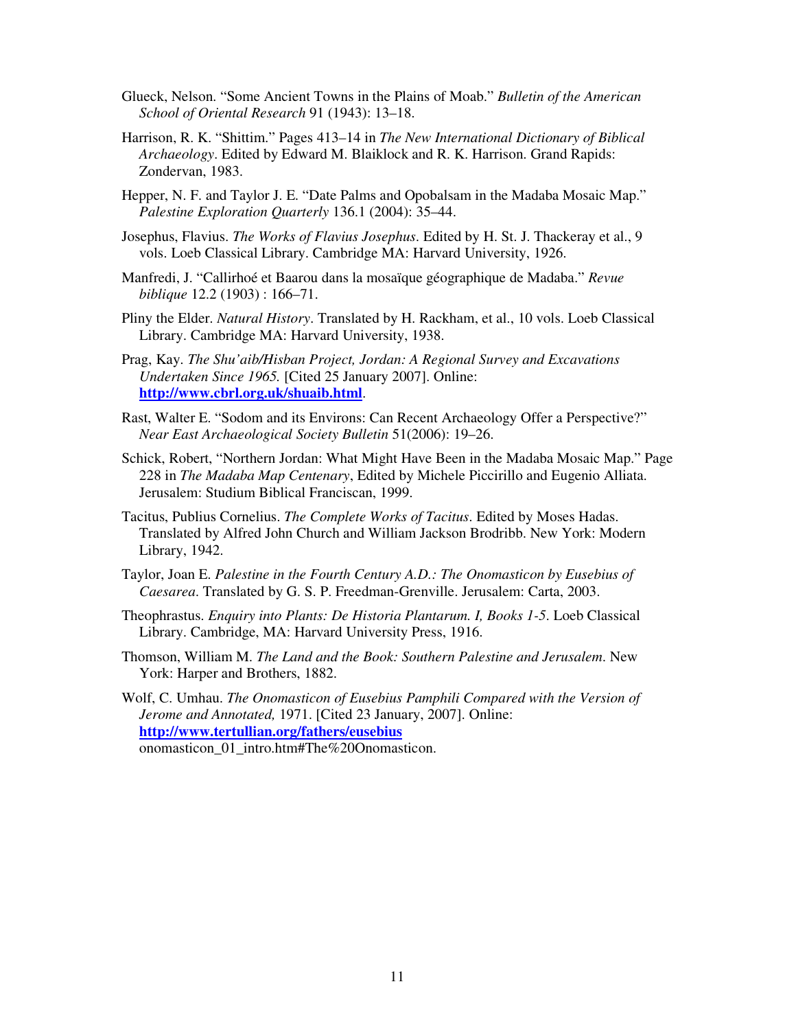Glueck, Nelson. "Some Ancient Towns in the Plains of Moab." *Bulletin of the American School of Oriental Research* 91 (1943): 13–18.

Harrison, R. K. "Shittim." Pages 413–14 in *The New International Dictionary of Biblical Archaeology*. Edited by Edward M. Blaiklock and R. K. Harrison. Grand Rapids: Zondervan, 1983.

Hepper, N. F. and Taylor J. E. "Date Palms and Opobalsam in the Madaba Mosaic Map." *Palestine Exploration Quarterly* 136.1 (2004): 35–44.

Josephus, Flavius. *The Works of Flavius Josephus*. Edited by H. St. J. Thackeray et al., 9 vols. Loeb Classical Library. Cambridge MA: Harvard University, 1926.

Manfredi, J. "Callirhoé et Baarou dans la mosaïque géographique de Madaba." *Revue biblique* 12.2 (1903) : 166–71.

Pliny the Elder. *Natural History*. Translated by H. Rackham, et al., 10 vols. Loeb Classical Library. Cambridge MA: Harvard University, 1938.

Prag, Kay. *The Shu'aib/Hisban Project, Jordan: A Regional Survey and Excavations Undertaken Since 1965.* [Cited 25 January 2007]. Online: **http://www.cbrl.org.uk/shuaib.html**.

Rast, Walter E. "Sodom and its Environs: Can Recent Archaeology Offer a Perspective?" *Near East Archaeological Society Bulletin* 51(2006): 19–26.

Schick, Robert, "Northern Jordan: What Might Have Been in the Madaba Mosaic Map." Page 228 in *The Madaba Map Centenary*, Edited by Michele Piccirillo and Eugenio Alliata. Jerusalem: Studium Biblical Franciscan, 1999.

Tacitus, Publius Cornelius. *The Complete Works of Tacitus*. Edited by Moses Hadas. Translated by Alfred John Church and William Jackson Brodribb. New York: Modern Library, 1942.

Taylor, Joan E. *Palestine in the Fourth Century A.D.: The Onomasticon by Eusebius of Caesarea*. Translated by G. S. P. Freedman-Grenville. Jerusalem: Carta, 2003.

Theophrastus. *Enquiry into Plants: De Historia Plantarum. I, Books 1-5*. Loeb Classical Library. Cambridge, MA: Harvard University Press, 1916.

Thomson, William M. *The Land and the Book: Southern Palestine and Jerusalem*. New York: Harper and Brothers, 1882.

Wolf, C. Umhau. *The Onomasticon of Eusebius Pamphili Compared with the Version of Jerome and Annotated,* 1971. [Cited 23 January, 2007]. Online: **http://www.tertullian.org/fathers/eusebius** onomasticon_01_intro.htm#The%20Onomasticon.